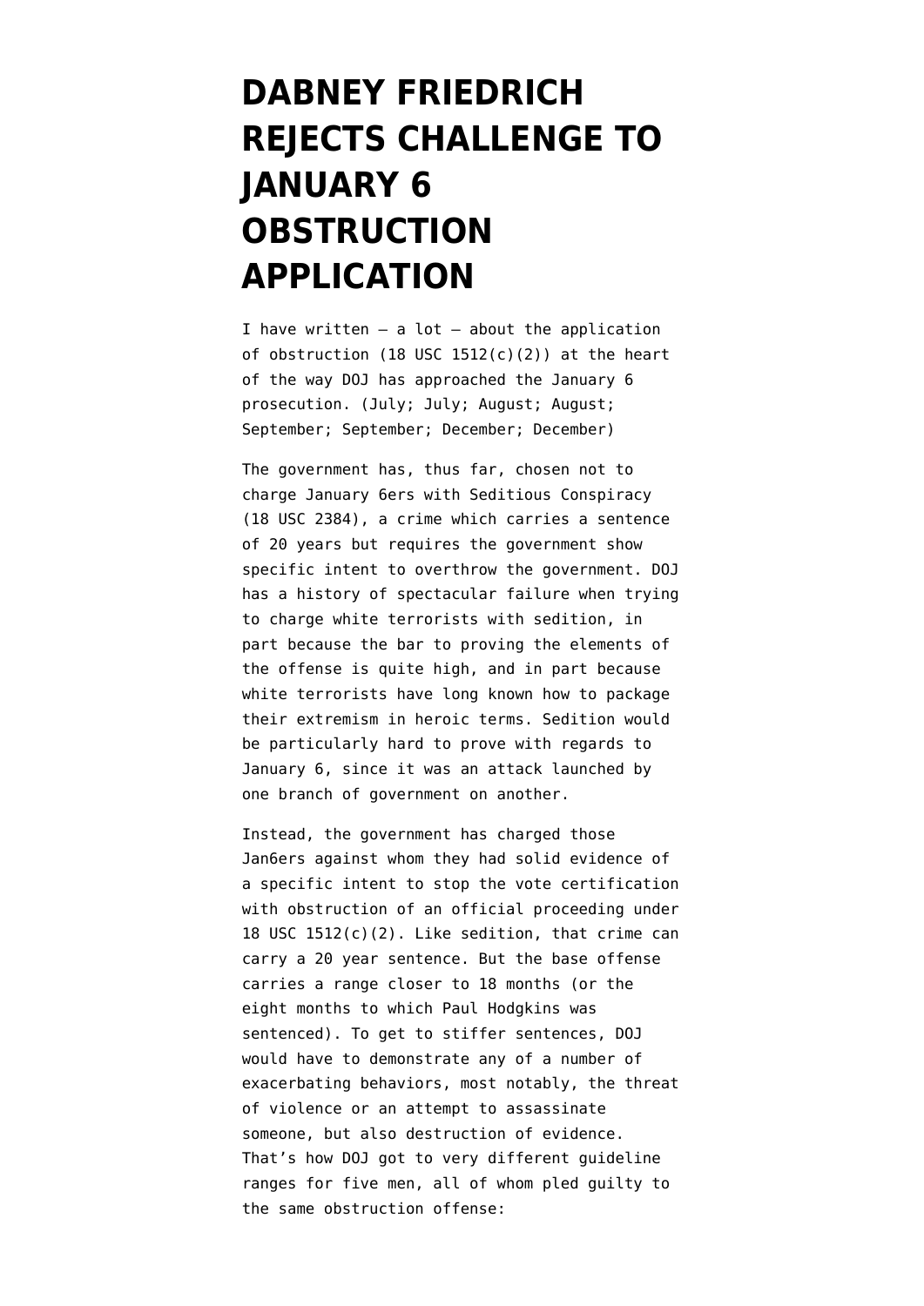# DABNEY FRIEDRICH REJECTS CHALLENGE TO JANUARY 6 OBSTRUCTION APPLICATION

I have written — a lot — about the application of obstruction (18 USC 1512(c)(2)) at the heart of the way DOJ has approached the January 6 prosecution. (July; July; August; August; September; September; December; December)

The government has, thus far, chosen not to charge January 6ers with Seditious Conspiracy (18 USC 2384), a crime which carries a sentence of 20 years but requires the government show specific intent to overthrow the government. DOJ has a history of spectacular failure when trying to charge white terrorists with sedition, in part because the bar to proving the elements of the offense is quite high, and in part because white terrorists have long known how to package their extremism in heroic terms. Sedition would be particularly hard to prove with regards to January 6, since it was an attack launched by one branch of government on another.

Instead, the government has charged those Jan6ers against whom they had solid evidence of a specific intent to stop the vote certification with obstruction of an official proceeding under 18 USC 1512(c)(2). Like sedition, that crime can carry a 20 year sentence. But the base offense carries a range closer to 18 months (or the eight months to which Paul Hodgkins was sentenced). To get to stiffer sentences, DOJ would have to demonstrate any of a number of exacerbating behaviors, most notably, the threat of violence or an attempt to assassinate someone, but also destruction of evidence. That's how DOJ got to very different guideline ranges for five men, all of whom pled guilty to the same obstruction offense: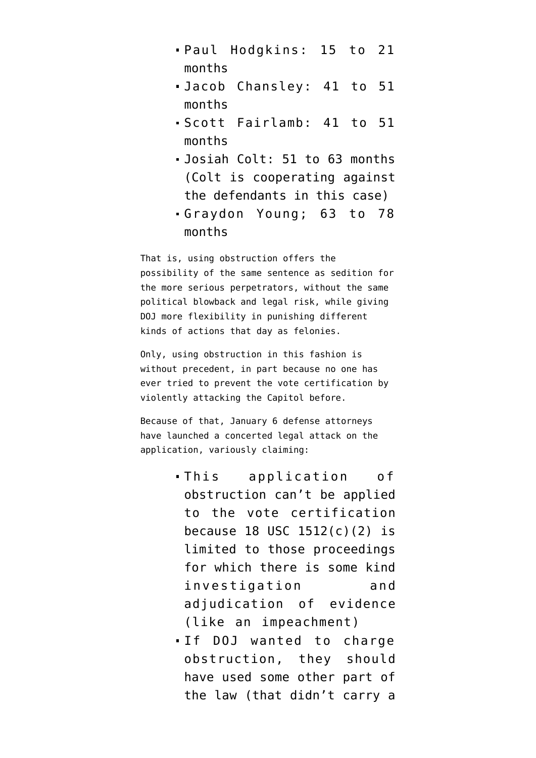- Paul Hodgkins: 15 to 21 months
- Jacob Chansley: 41 to 51 months
- Scott Fairlamb: 41 to 51 months
- Josiah Colt: 51 to 63 months (Colt is cooperating against the defendants in this case)
- Graydon Young; 63 to 78 months

That is, using obstruction offers the possibility of the same sentence as sedition for the more serious perpetrators, without the same political blowback and legal risk, while giving DOJ more flexibility in punishing different kinds of actions that day as felonies.

Only, using obstruction in this fashion is without precedent, in part because no one has ever tried to prevent the vote certification by violently attacking the Capitol before.

Because of that, January 6 defense attorneys have launched a concerted legal attack on the application, variously claiming:

- This application of obstruction can't be applied to the vote certification because 18 USC 1512(c)(2) is limited to those proceedings for which there is some kind investigation and adjudication of evidence (like an impeachment)
- If DOJ wanted to charge obstruction, they should have used some other part of the law (that didn't carry a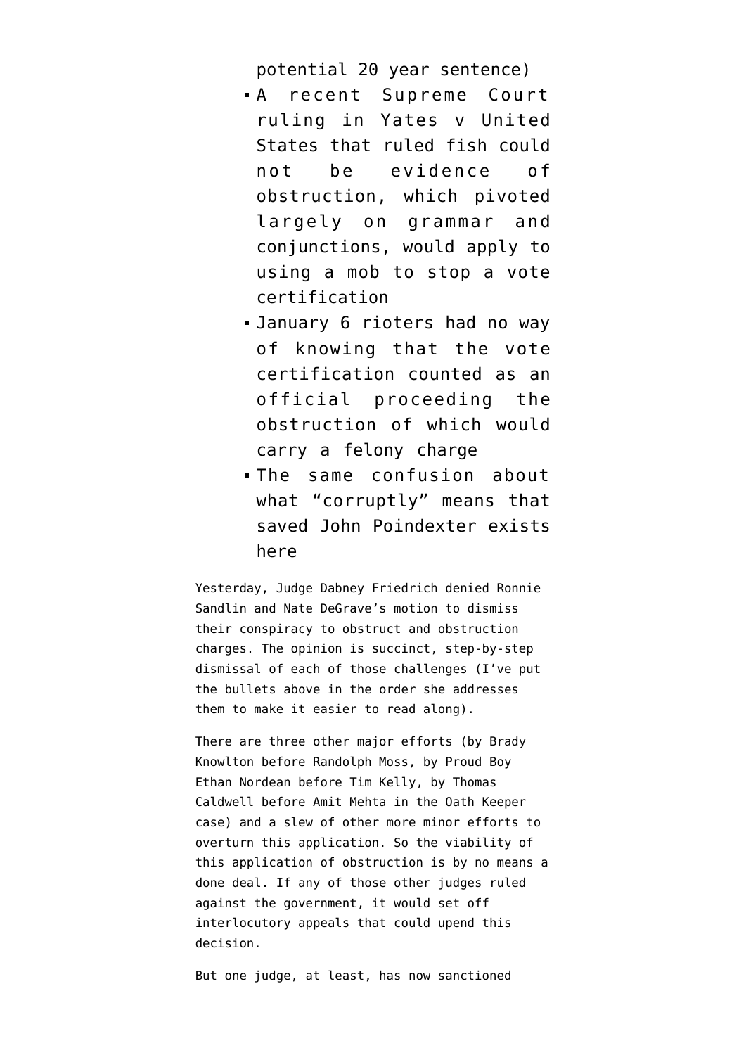potential 20 year sentence)

- A recent Supreme Court ruling in Yates v United States that ruled fish could not be evidence of obstruction, which pivoted largely on grammar and conjunctions, would apply to using a mob to stop a vote certification
- January 6 rioters had no way of knowing that the vote certification counted as an official proceeding the obstruction of which would carry a felony charge
- The same confusion about what "corruptly" means that saved John Poindexter exists here

Yesterday, Judge Dabney Friedrich denied Ronnie Sandlin and Nate DeGrave's motion to dismiss their conspiracy to obstruct and obstruction charges. The opinion is succinct, step-by-step dismissal of each of those challenges (I've put the bullets above in the order she addresses them to make it easier to read along).

There are three other major efforts (by Brady Knowlton before Randolph Moss, by Proud Boy Ethan Nordean before Tim Kelly, by Thomas Caldwell before Amit Mehta in the Oath Keeper case) and a slew of other more minor efforts to overturn this application. So the viability of this application of obstruction is by no means a done deal. If any of those other judges ruled against the government, it would set off interlocutory appeals that could upend this decision.

But one judge, at least, has now sanctioned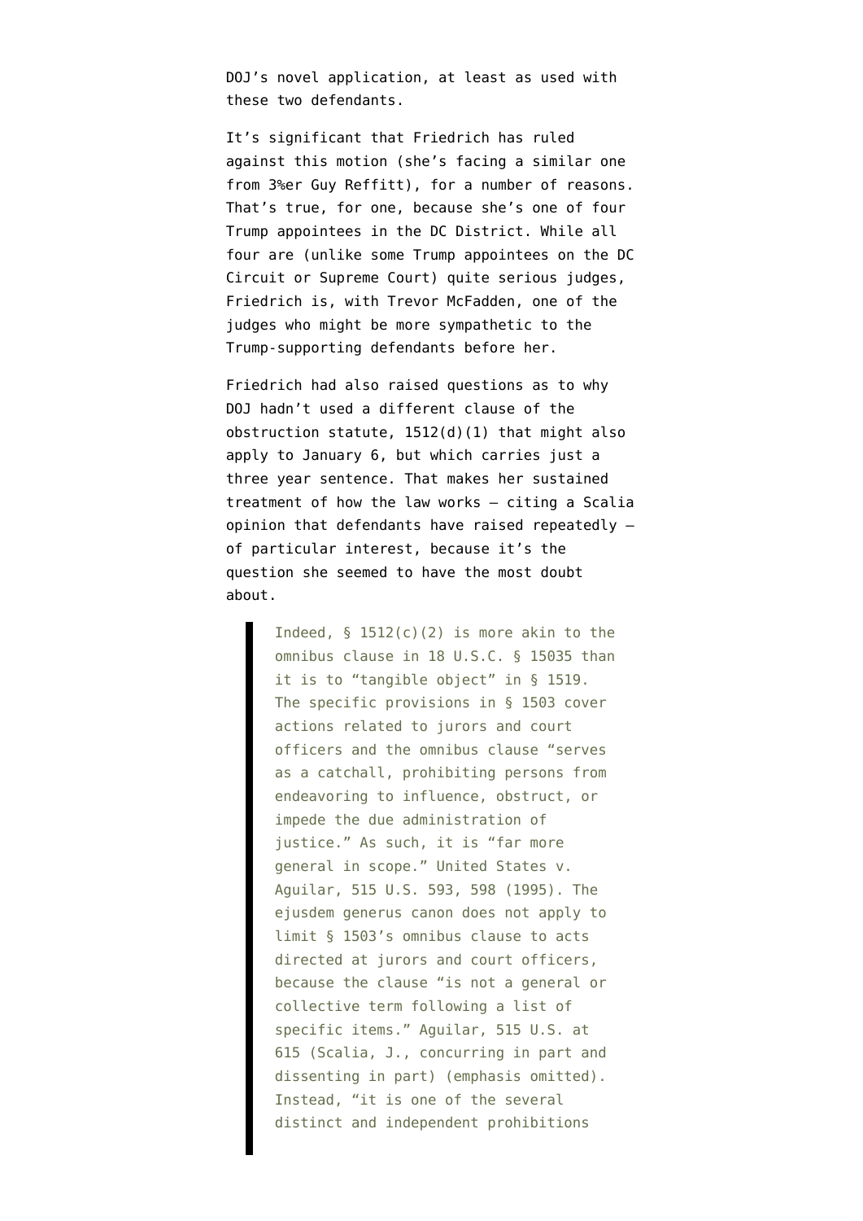DOJ's novel application, at least as used with these two defendants.

It's significant that Friedrich has ruled against this motion (she's facing a similar one from 3%er Guy Reffitt), for a number of reasons. That's true, for one, because she's one of four Trump appointees in the DC District. While all four are (unlike some Trump appointees on the DC Circuit or Supreme Court) quite serious judges, Friedrich is, with Trevor McFadden, one of the judges who might be more sympathetic to the Trump-supporting defendants before her.

Friedrich had also raised questions as to why DOJ hadn't used a different clause of the obstruction statute, 1512(d)(1) that might also apply to January 6, but which carries just a three year sentence. That makes her sustained treatment of how the law works — citing a Scalia opinion that defendants have raised repeatedly — of particular interest, because it's the question she seemed to have the most doubt about.

> Indeed, § 1512(c)(2) is more akin to the omnibus clause in 18 U.S.C. § 15035 than it is to "tangible object" in § 1519. The specific provisions in § 1503 cover actions related to jurors and court officers and the omnibus clause "serves as a catchall, prohibiting persons from endeavoring to influence, obstruct, or impede the due administration of justice." As such, it is "far more general in scope." United States v. Aguilar, 515 U.S. 593, 598 (1995). The ejusdem generus canon does not apply to limit § 1503's omnibus clause to acts directed at jurors and court officers, because the clause "is not a general or collective term following a list of specific items." Aguilar, 515 U.S. at 615 (Scalia, J., concurring in part and dissenting in part) (emphasis omitted). Instead, "it is one of the several distinct and independent prohibitions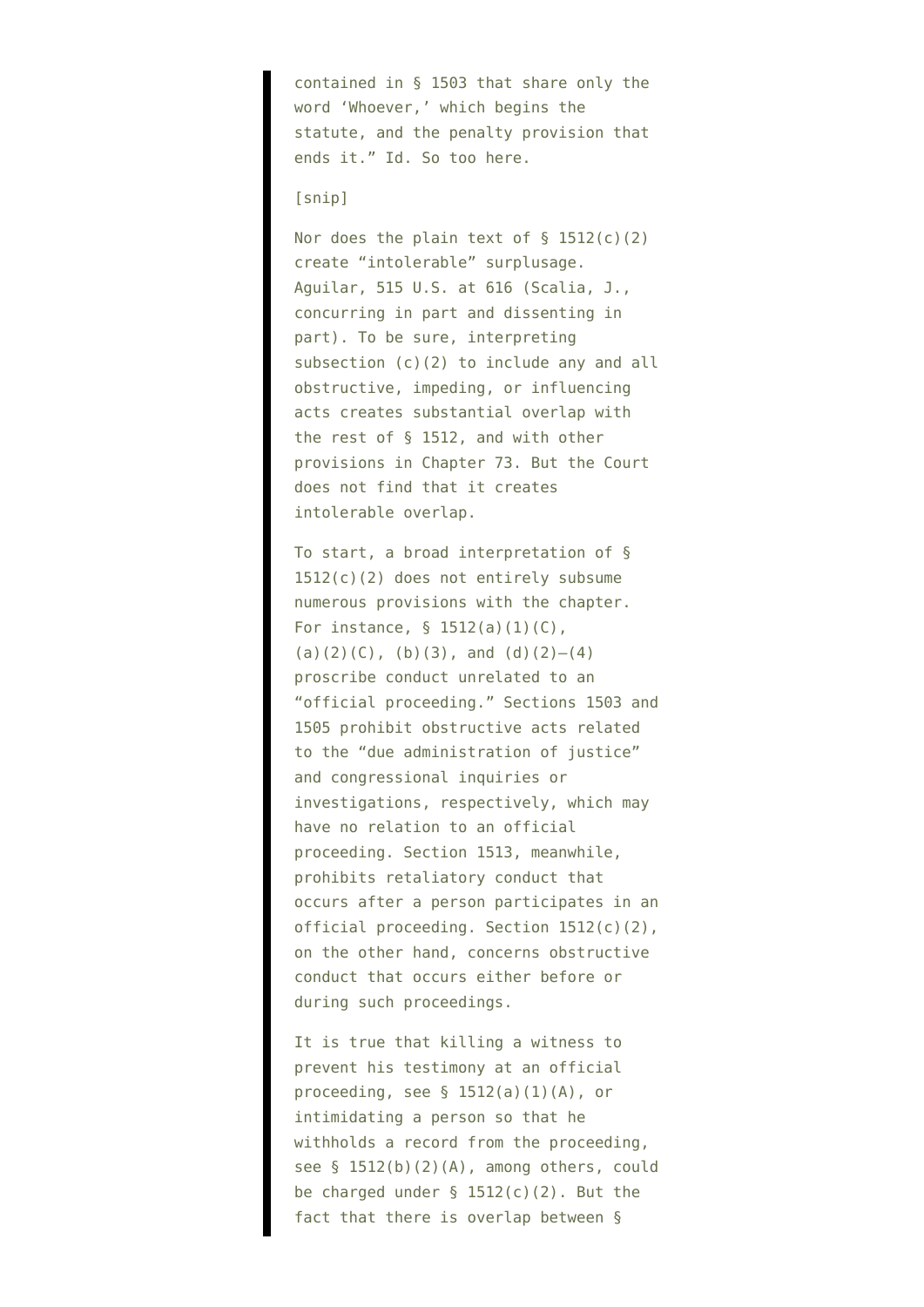contained in § 1503 that share only the word 'Whoever,' which begins the statute, and the penalty provision that ends it." Id. So too here.

[snip]

Nor does the plain text of § 1512(c)(2) create "intolerable" surplusage. Aguilar, 515 U.S. at 616 (Scalia, J., concurring in part and dissenting in part). To be sure, interpreting subsection (c)(2) to include any and all obstructive, impeding, or influencing acts creates substantial overlap with the rest of § 1512, and with other provisions in Chapter 73. But the Court does not find that it creates intolerable overlap.

To start, a broad interpretation of § 1512(c)(2) does not entirely subsume numerous provisions with the chapter. For instance, § 1512(a)(1)(C), (a)(2)(C), (b)(3), and (d)(2)–(4) proscribe conduct unrelated to an "official proceeding." Sections 1503 and 1505 prohibit obstructive acts related to the "due administration of justice" and congressional inquiries or investigations, respectively, which may have no relation to an official proceeding. Section 1513, meanwhile, prohibits retaliatory conduct that occurs after a person participates in an official proceeding. Section 1512(c)(2), on the other hand, concerns obstructive conduct that occurs either before or during such proceedings.

It is true that killing a witness to prevent his testimony at an official proceeding, see § 1512(a)(1)(A), or intimidating a person so that he withholds a record from the proceeding, see § 1512(b)(2)(A), among others, could be charged under § 1512(c)(2). But the fact that there is overlap between §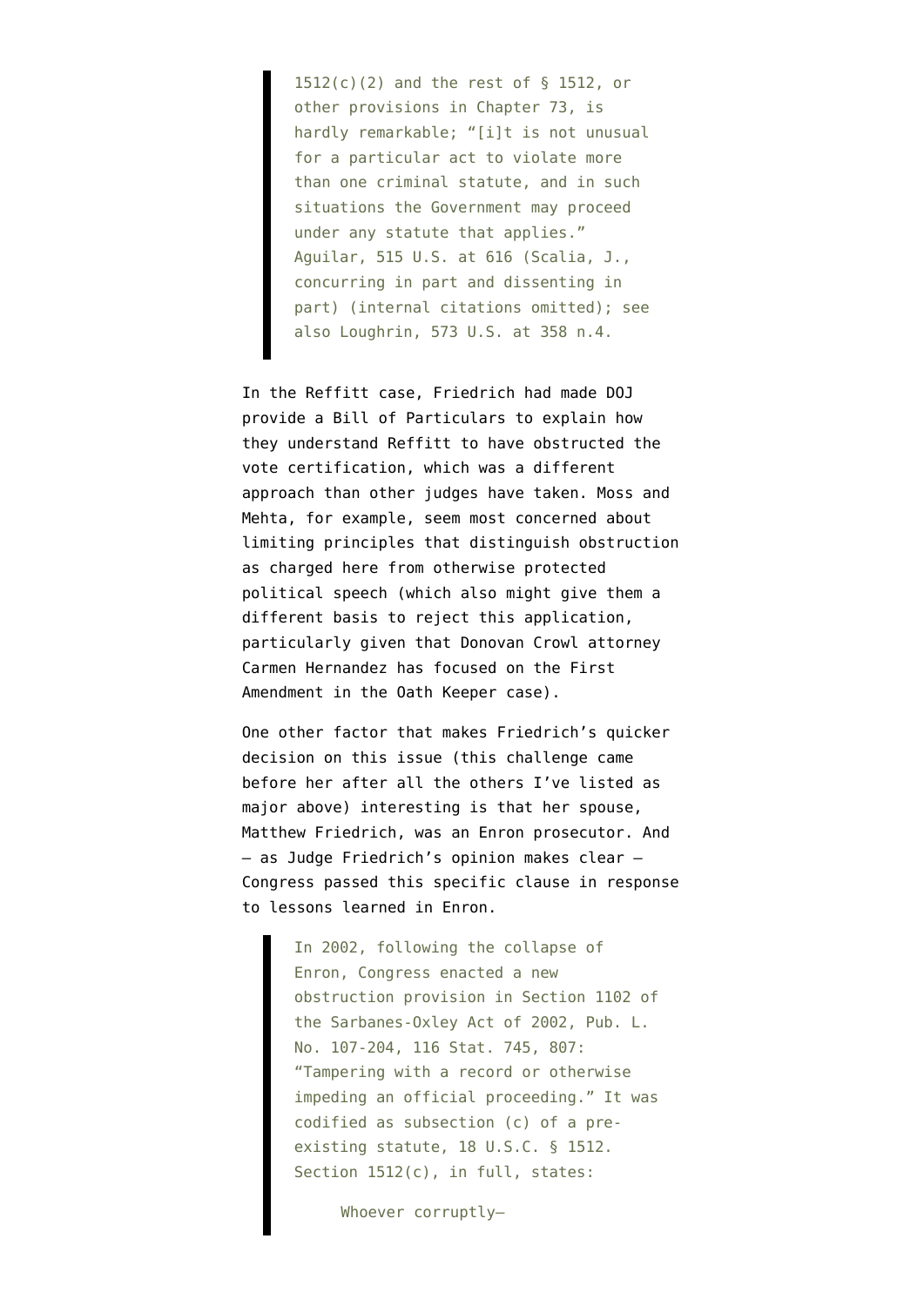> 1512(c)(2) and the rest of § 1512, or other provisions in Chapter 73, is hardly remarkable; "[i]t is not unusual for a particular act to violate more than one criminal statute, and in such situations the Government may proceed under any statute that applies." Aguilar, 515 U.S. at 616 (Scalia, J., concurring in part and dissenting in part) (internal citations omitted); see also Loughrin, 573 U.S. at 358 n.4.

In the Reffitt case, Friedrich had made DOJ provide a Bill of Particulars to explain how they understand Reffitt to have obstructed the vote certification, which was a different approach than other judges have taken. Moss and Mehta, for example, seem most concerned about limiting principles that distinguish obstruction as charged here from otherwise protected political speech (which also might give them a different basis to reject this application, particularly given that Donovan Crowl attorney Carmen Hernandez has focused on the First Amendment in the Oath Keeper case).

One other factor that makes Friedrich's quicker decision on this issue (this challenge came before her after all the others I've listed as major above) interesting is that her spouse, Matthew Friedrich, was an Enron prosecutor. And — as Judge Friedrich's opinion makes clear — Congress passed this specific clause in response to lessons learned in Enron.

> In 2002, following the collapse of Enron, Congress enacted a new obstruction provision in Section 1102 of the Sarbanes-Oxley Act of 2002, Pub. L. No. 107-204, 116 Stat. 745, 807: "Tampering with a record or otherwise impeding an official proceeding." It was codified as subsection (c) of a pre-existing statute, 18 U.S.C. § 1512. Section 1512(c), in full, states:
>
> Whoever corruptly—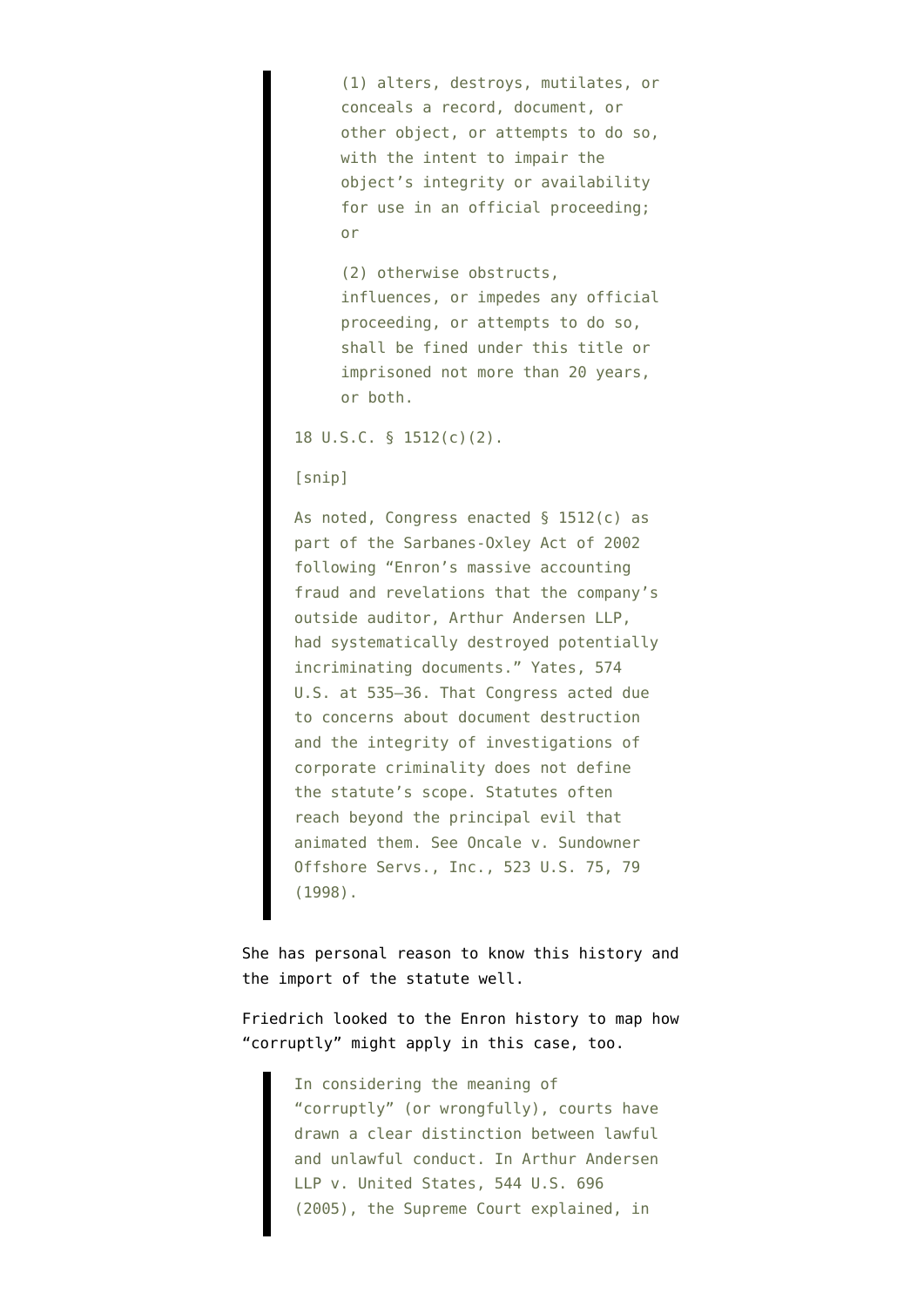> (1) alters, destroys, mutilates, or conceals a record, document, or other object, or attempts to do so, with the intent to impair the object's integrity or availability for use in an official proceeding; or
>
> (2) otherwise obstructs, influences, or impedes any official proceeding, or attempts to do so, shall be fined under this title or imprisoned not more than 20 years, or both.
>
> 18 U.S.C. § 1512(c)(2).
>
> [snip]
>
> As noted, Congress enacted § 1512(c) as part of the Sarbanes-Oxley Act of 2002 following "Enron's massive accounting fraud and revelations that the company's outside auditor, Arthur Andersen LLP, had systematically destroyed potentially incriminating documents." Yates, 574 U.S. at 535–36. That Congress acted due to concerns about document destruction and the integrity of investigations of corporate criminality does not define the statute's scope. Statutes often reach beyond the principal evil that animated them. See Oncale v. Sundowner Offshore Servs., Inc., 523 U.S. 75, 79 (1998).

She has personal reason to know this history and the import of the statute well.

Friedrich looked to the Enron history to map how "corruptly" might apply in this case, too.

> In considering the meaning of "corruptly" (or wrongfully), courts have drawn a clear distinction between lawful and unlawful conduct. In Arthur Andersen LLP v. United States, 544 U.S. 696 (2005), the Supreme Court explained, in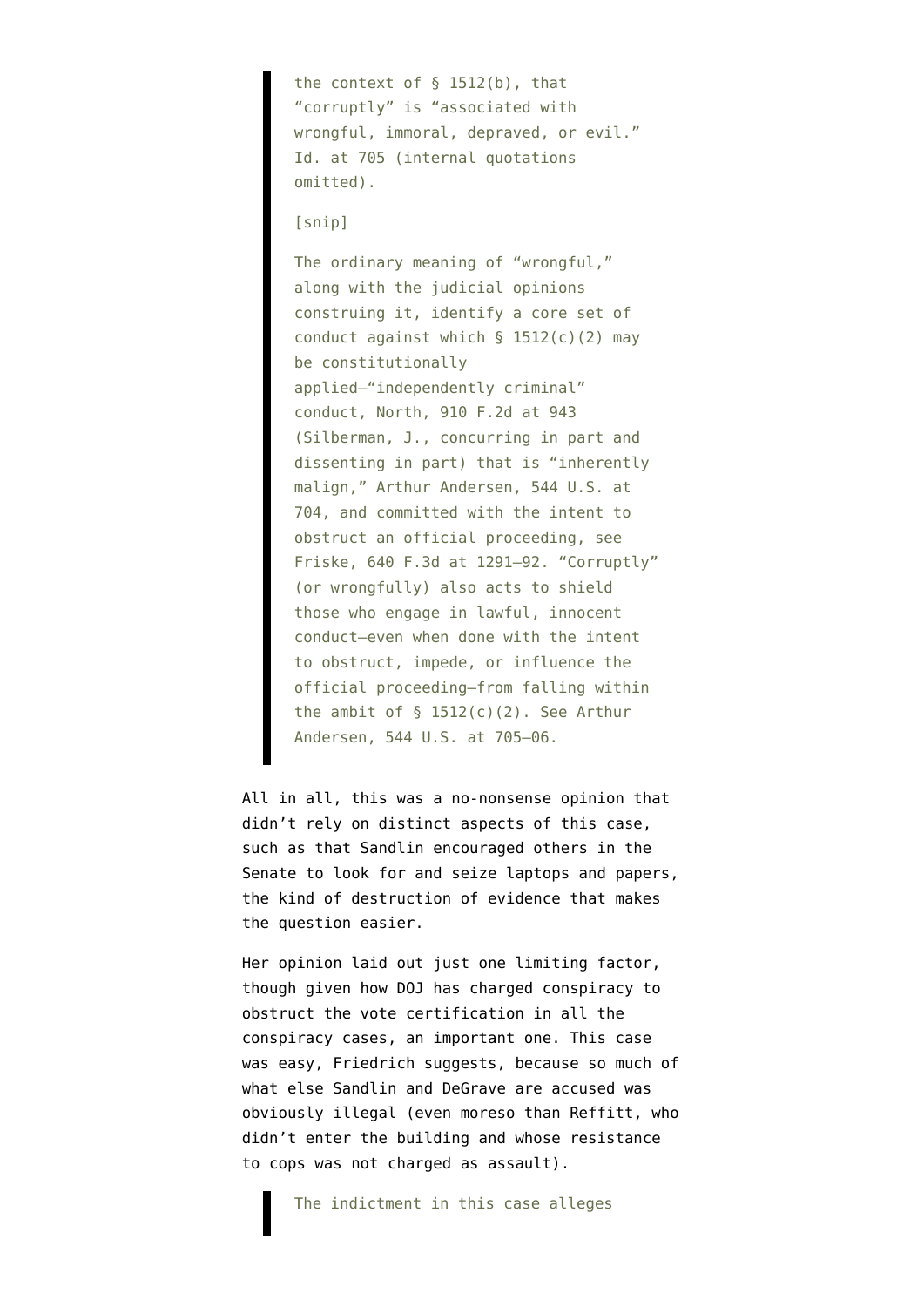> the context of § 1512(b), that "corruptly" is "associated with wrongful, immoral, depraved, or evil." Id. at 705 (internal quotations omitted).
>
> [snip]
>
> The ordinary meaning of "wrongful," along with the judicial opinions construing it, identify a core set of conduct against which § 1512(c)(2) may be constitutionally applied—"independently criminal" conduct, North, 910 F.2d at 943 (Silberman, J., concurring in part and dissenting in part) that is "inherently malign," Arthur Andersen, 544 U.S. at 704, and committed with the intent to obstruct an official proceeding, see Friske, 640 F.3d at 1291–92. "Corruptly" (or wrongfully) also acts to shield those who engage in lawful, innocent conduct—even when done with the intent to obstruct, impede, or influence the official proceeding—from falling within the ambit of § 1512(c)(2). See Arthur Andersen, 544 U.S. at 705–06.

All in all, this was a no-nonsense opinion that didn't rely on distinct aspects of this case, such as that Sandlin encouraged others in the Senate to look for and seize laptops and papers, the kind of destruction of evidence that makes the question easier.

Her opinion laid out just one limiting factor, though given how DOJ has charged conspiracy to obstruct the vote certification in all the conspiracy cases, an important one. This case was easy, Friedrich suggests, because so much of what else Sandlin and DeGrave are accused was obviously illegal (even moreso than Reffitt, who didn't enter the building and whose resistance to cops was not charged as assault).

> The indictment in this case alleges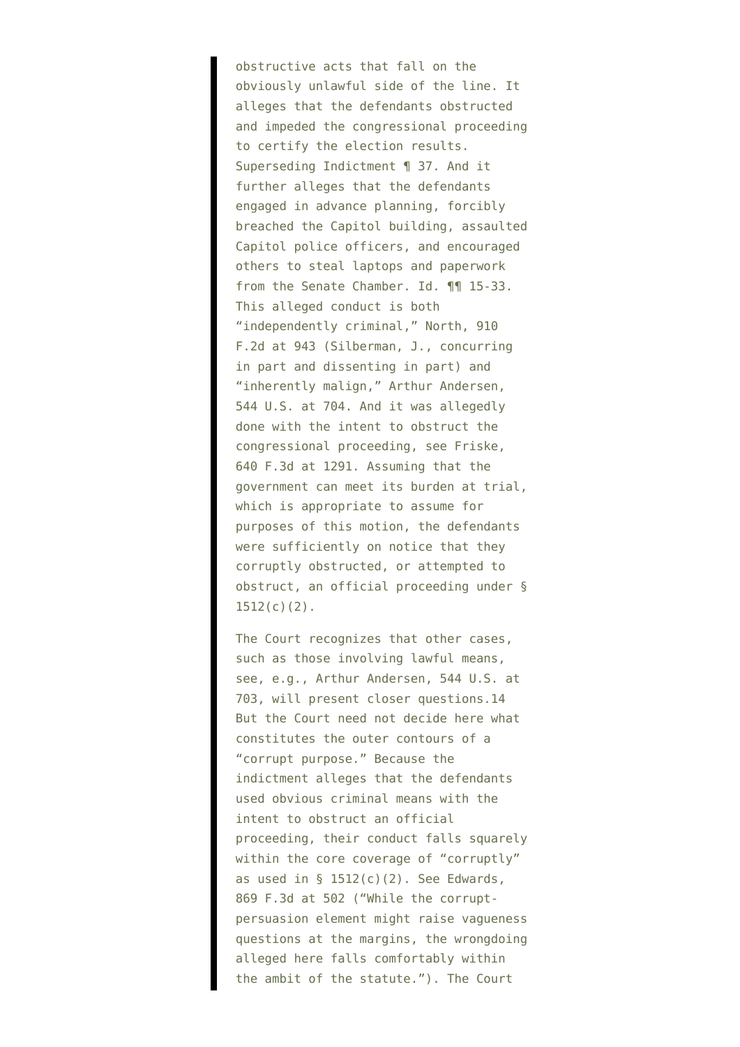obstructive acts that fall on the obviously unlawful side of the line. It alleges that the defendants obstructed and impeded the congressional proceeding to certify the election results. Superseding Indictment ¶ 37. And it further alleges that the defendants engaged in advance planning, forcibly breached the Capitol building, assaulted Capitol police officers, and encouraged others to steal laptops and paperwork from the Senate Chamber. Id. ¶¶ 15-33. This alleged conduct is both "independently criminal," North, 910 F.2d at 943 (Silberman, J., concurring in part and dissenting in part) and "inherently malign," Arthur Andersen, 544 U.S. at 704. And it was allegedly done with the intent to obstruct the congressional proceeding, see Friske, 640 F.3d at 1291. Assuming that the government can meet its burden at trial, which is appropriate to assume for purposes of this motion, the defendants were sufficiently on notice that they corruptly obstructed, or attempted to obstruct, an official proceeding under § 1512(c)(2).

The Court recognizes that other cases, such as those involving lawful means, see, e.g., Arthur Andersen, 544 U.S. at 703, will present closer questions.14 But the Court need not decide here what constitutes the outer contours of a "corrupt purpose." Because the indictment alleges that the defendants used obvious criminal means with the intent to obstruct an official proceeding, their conduct falls squarely within the core coverage of "corruptly" as used in § 1512(c)(2). See Edwards, 869 F.3d at 502 ("While the corrupt-persuasion element might raise vagueness questions at the margins, the wrongdoing alleged here falls comfortably within the ambit of the statute."). The Court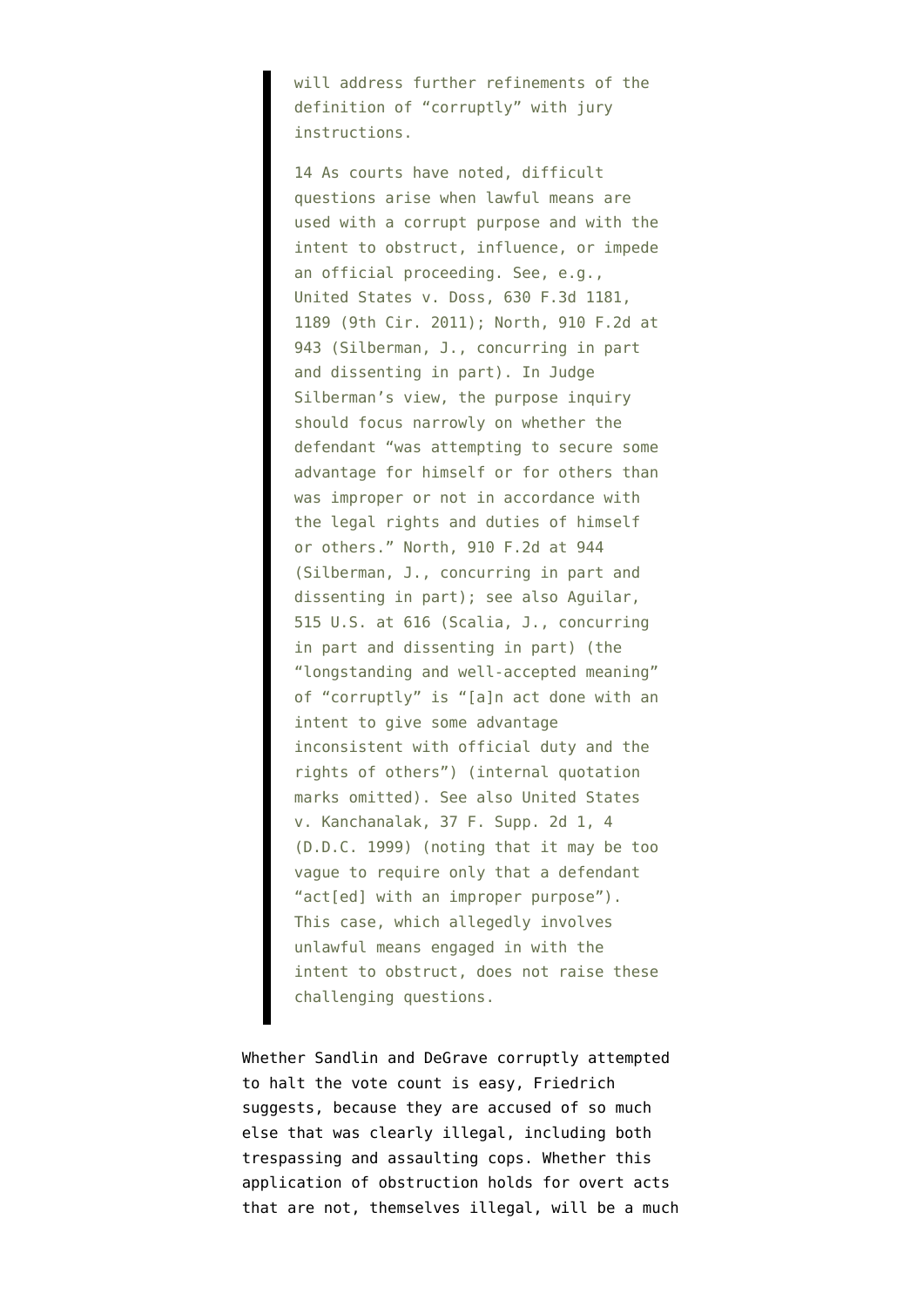> will address further refinements of the definition of “corruptly” with jury instructions.
>
> 14 As courts have noted, difficult questions arise when lawful means are used with a corrupt purpose and with the intent to obstruct, influence, or impede an official proceeding. See, e.g., United States v. Doss, 630 F.3d 1181, 1189 (9th Cir. 2011); North, 910 F.2d at 943 (Silberman, J., concurring in part and dissenting in part). In Judge Silberman’s view, the purpose inquiry should focus narrowly on whether the defendant “was attempting to secure some advantage for himself or for others than was improper or not in accordance with the legal rights and duties of himself or others.” North, 910 F.2d at 944 (Silberman, J., concurring in part and dissenting in part); see also Aguilar, 515 U.S. at 616 (Scalia, J., concurring in part and dissenting in part) (the “longstanding and well-accepted meaning” of “corruptly” is “[a]n act done with an intent to give some advantage inconsistent with official duty and the rights of others”) (internal quotation marks omitted). See also United States v. Kanchanalak, 37 F. Supp. 2d 1, 4 (D.D.C. 1999) (noting that it may be too vague to require only that a defendant “act[ed] with an improper purpose”). This case, which allegedly involves unlawful means engaged in with the intent to obstruct, does not raise these challenging questions.

Whether Sandlin and DeGrave corruptly attempted to halt the vote count is easy, Friedrich suggests, because they are accused of so much else that was clearly illegal, including both trespassing and assaulting cops. Whether this application of obstruction holds for overt acts that are not, themselves illegal, will be a much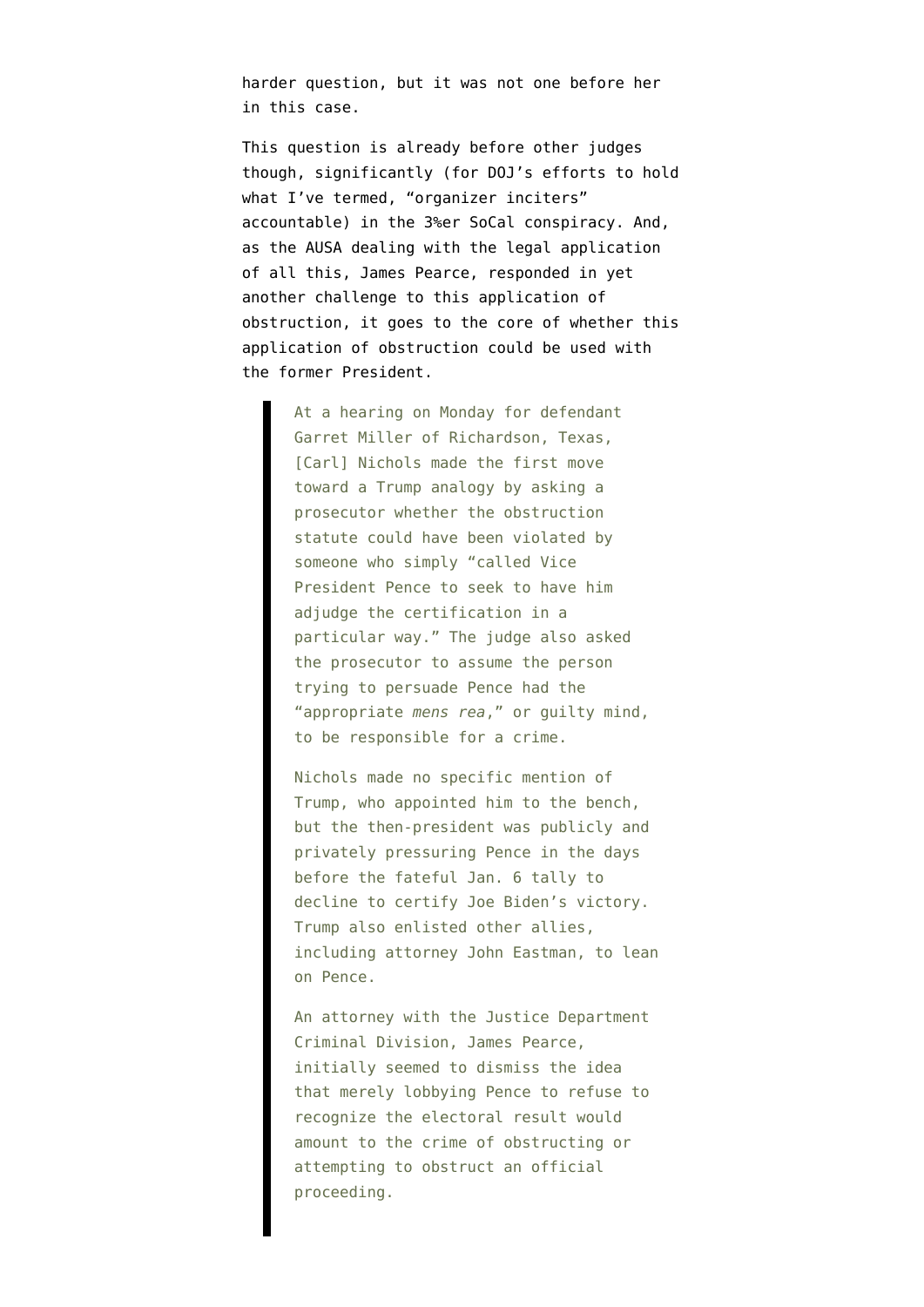harder question, but it was not one before her in this case.

This question is already before other judges though, significantly (for DOJ's efforts to hold what I've termed, "organizer inciters" accountable) in the 3%er SoCal conspiracy. And, as the AUSA dealing with the legal application of all this, James Pearce, responded in yet another challenge to this application of obstruction, it goes to the core of whether this application of obstruction could be used with the former President.

> At a hearing on Monday for defendant Garret Miller of Richardson, Texas, [Carl] Nichols made the first move toward a Trump analogy by asking a prosecutor whether the obstruction statute could have been violated by someone who simply "called Vice President Pence to seek to have him adjudge the certification in a particular way." The judge also asked the prosecutor to assume the person trying to persuade Pence had the "appropriate *mens rea*," or guilty mind, to be responsible for a crime.
>
> Nichols made no specific mention of Trump, who appointed him to the bench, but the then-president was publicly and privately pressuring Pence in the days before the fateful Jan. 6 tally to decline to certify Joe Biden's victory. Trump also enlisted other allies, including attorney John Eastman, to lean on Pence.
>
> An attorney with the Justice Department Criminal Division, James Pearce, initially seemed to dismiss the idea that merely lobbying Pence to refuse to recognize the electoral result would amount to the crime of obstructing or attempting to obstruct an official proceeding.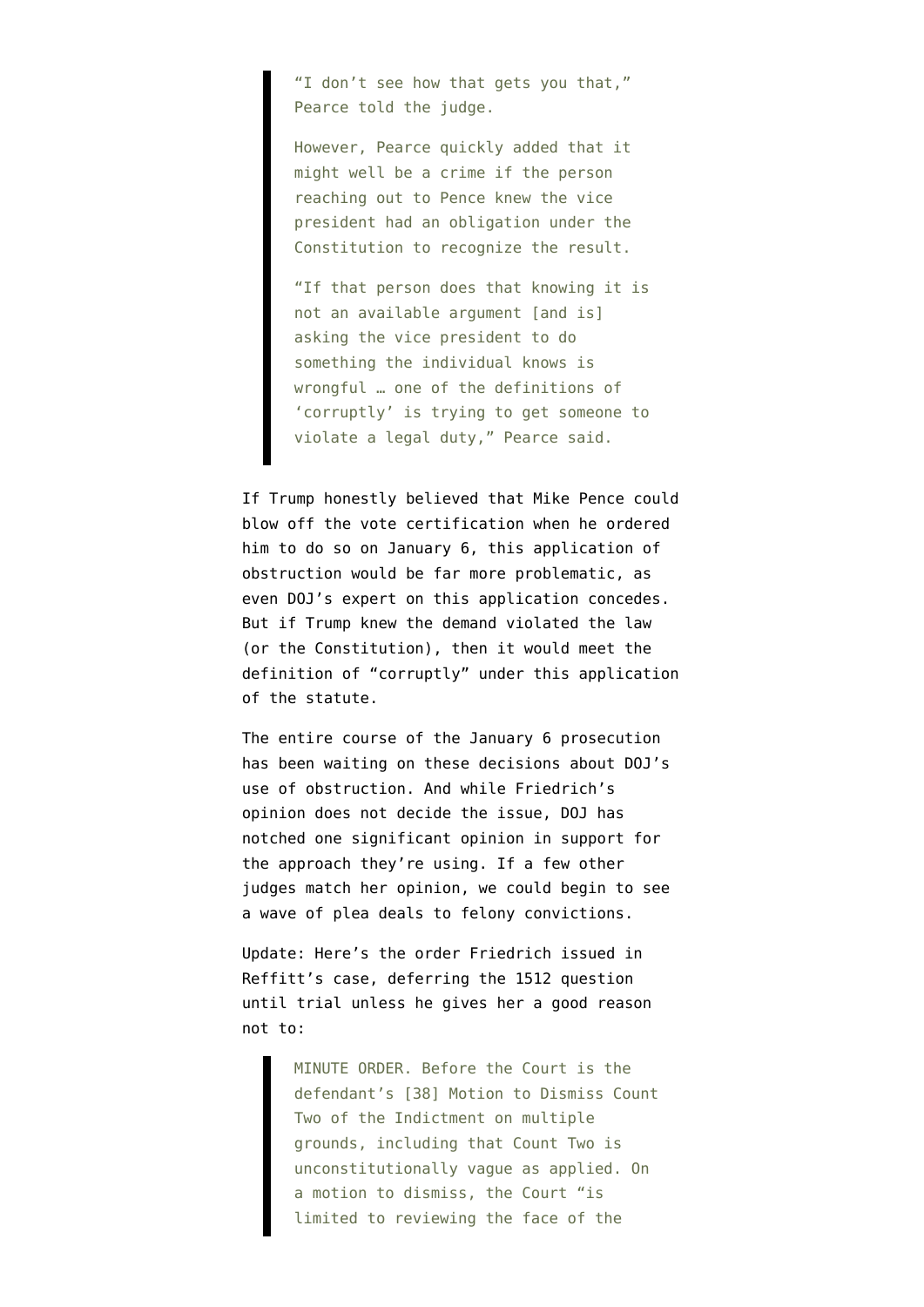> "I don't see how that gets you that," Pearce told the judge.
>
> However, Pearce quickly added that it might well be a crime if the person reaching out to Pence knew the vice president had an obligation under the Constitution to recognize the result.
>
> "If that person does that knowing it is not an available argument [and is] asking the vice president to do something the individual knows is wrongful … one of the definitions of 'corruptly' is trying to get someone to violate a legal duty," Pearce said.

If Trump honestly believed that Mike Pence could blow off the vote certification when he ordered him to do so on January 6, this application of obstruction would be far more problematic, as even DOJ's expert on this application concedes. But if Trump knew the demand violated the law (or the Constitution), then it would meet the definition of "corruptly" under this application of the statute.

The entire course of the January 6 prosecution has been waiting on these decisions about DOJ's use of obstruction. And while Friedrich's opinion does not decide the issue, DOJ has notched one significant opinion in support for the approach they're using. If a few other judges match her opinion, we could begin to see a wave of plea deals to felony convictions.

Update: Here's the order Friedrich issued in Reffitt's case, deferring the 1512 question until trial unless he gives her a good reason not to:

> MINUTE ORDER. Before the Court is the defendant's [38] Motion to Dismiss Count Two of the Indictment on multiple grounds, including that Count Two is unconstitutionally vague as applied. On a motion to dismiss, the Court "is limited to reviewing the face of the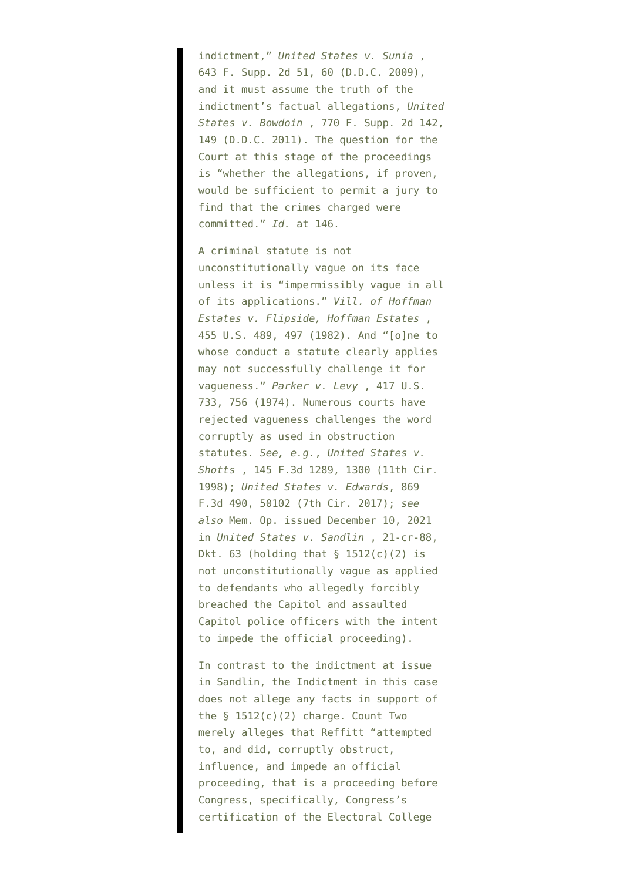indictment," *United States v. Sunia* , 643 F. Supp. 2d 51, 60 (D.D.C. 2009), and it must assume the truth of the indictment's factual allegations, *United States v. Bowdoin* , 770 F. Supp. 2d 142, 149 (D.D.C. 2011). The question for the Court at this stage of the proceedings is "whether the allegations, if proven, would be sufficient to permit a jury to find that the crimes charged were committed." *Id.* at 146.

A criminal statute is not unconstitutionally vague on its face unless it is "impermissibly vague in all of its applications." *Vill. of Hoffman Estates v. Flipside, Hoffman Estates* , 455 U.S. 489, 497 (1982). And "[o]ne to whose conduct a statute clearly applies may not successfully challenge it for vagueness." *Parker v. Levy* , 417 U.S. 733, 756 (1974). Numerous courts have rejected vagueness challenges the word corruptly as used in obstruction statutes. *See, e.g.*, *United States v. Shotts* , 145 F.3d 1289, 1300 (11th Cir. 1998); *United States v. Edwards*, 869 F.3d 490, 50102 (7th Cir. 2017); *see also* Mem. Op. issued December 10, 2021 in *United States v. Sandlin* , 21-cr-88, Dkt. 63 (holding that § 1512(c)(2) is not unconstitutionally vague as applied to defendants who allegedly forcibly breached the Capitol and assaulted Capitol police officers with the intent to impede the official proceeding).

In contrast to the indictment at issue in Sandlin, the Indictment in this case does not allege any facts in support of the § 1512(c)(2) charge. Count Two merely alleges that Reffitt "attempted to, and did, corruptly obstruct, influence, and impede an official proceeding, that is a proceeding before Congress, specifically, Congress's certification of the Electoral College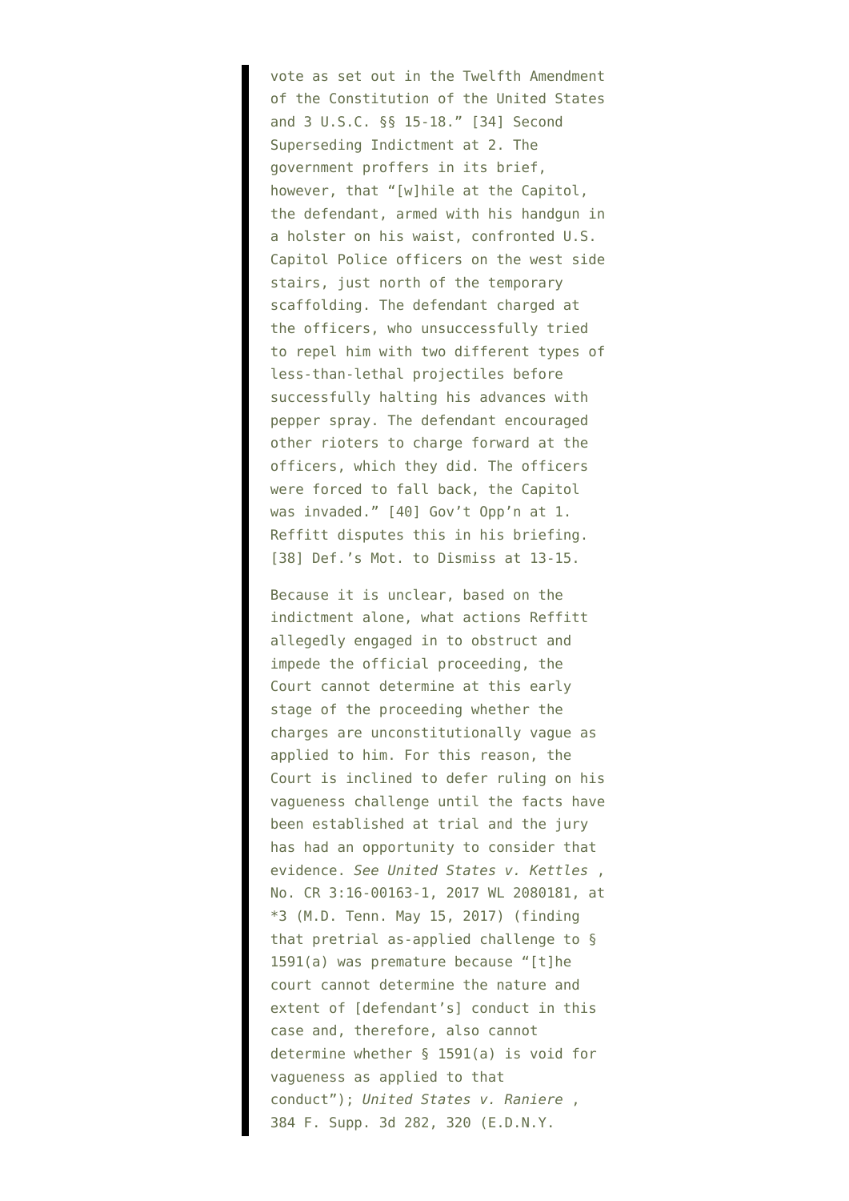vote as set out in the Twelfth Amendment of the Constitution of the United States and 3 U.S.C. §§ 15-18." [34] Second Superseding Indictment at 2. The government proffers in its brief, however, that "[w]hile at the Capitol, the defendant, armed with his handgun in a holster on his waist, confronted U.S. Capitol Police officers on the west side stairs, just north of the temporary scaffolding. The defendant charged at the officers, who unsuccessfully tried to repel him with two different types of less-than-lethal projectiles before successfully halting his advances with pepper spray. The defendant encouraged other rioters to charge forward at the officers, which they did. The officers were forced to fall back, the Capitol was invaded." [40] Gov't Opp'n at 1. Reffitt disputes this in his briefing. [38] Def.'s Mot. to Dismiss at 13-15.

Because it is unclear, based on the indictment alone, what actions Reffitt allegedly engaged in to obstruct and impede the official proceeding, the Court cannot determine at this early stage of the proceeding whether the charges are unconstitutionally vague as applied to him. For this reason, the Court is inclined to defer ruling on his vagueness challenge until the facts have been established at trial and the jury has had an opportunity to consider that evidence. *See United States v. Kettles* , No. CR 3:16-00163-1, 2017 WL 2080181, at *3 (M.D. Tenn. May 15, 2017) (finding that pretrial as-applied challenge to § 1591(a) was premature because "[t]he court cannot determine the nature and extent of [defendant's] conduct in this case and, therefore, also cannot determine whether § 1591(a) is void for vagueness as applied to that conduct"); *United States v. Raniere* , 384 F. Supp. 3d 282, 320 (E.D.N.Y.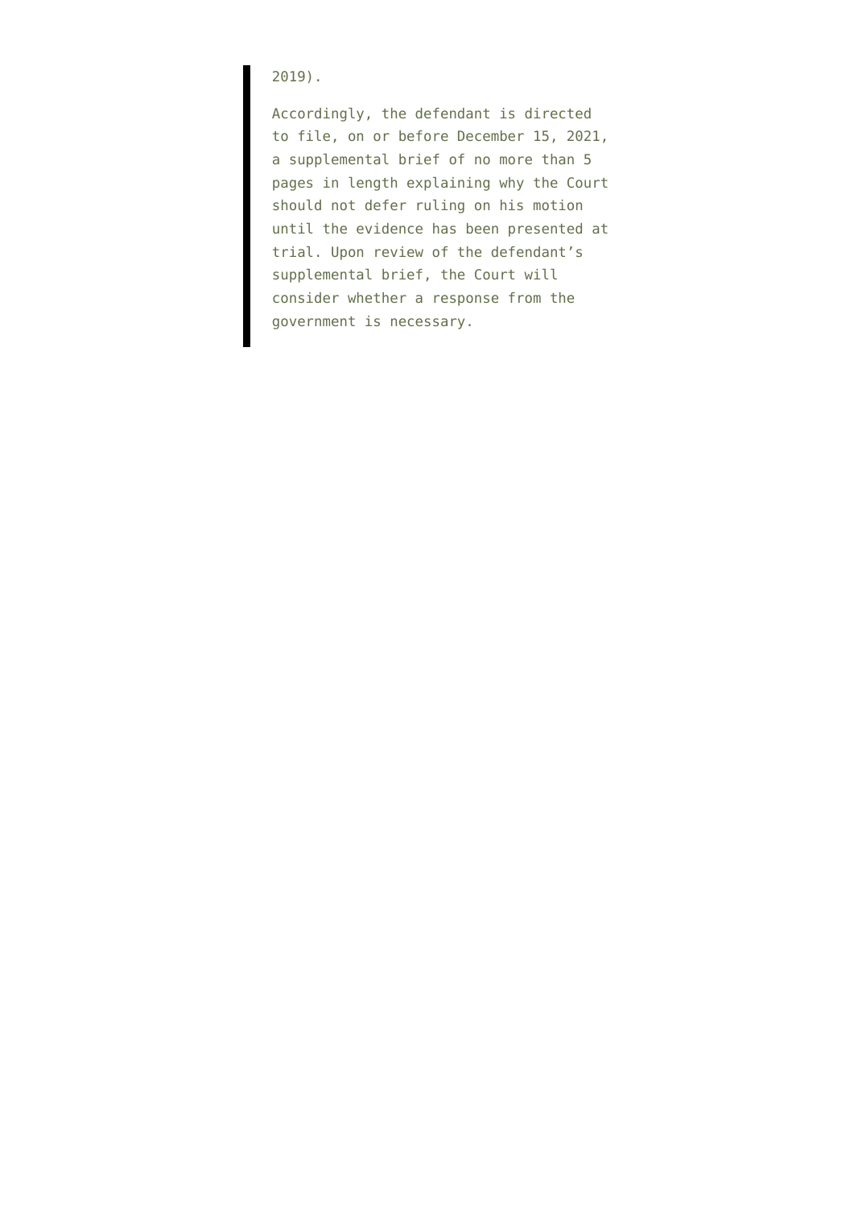> 2019).
>
> Accordingly, the defendant is directed to file, on or before December 15, 2021, a supplemental brief of no more than 5 pages in length explaining why the Court should not defer ruling on his motion until the evidence has been presented at trial. Upon review of the defendant’s supplemental brief, the Court will consider whether a response from the government is necessary.